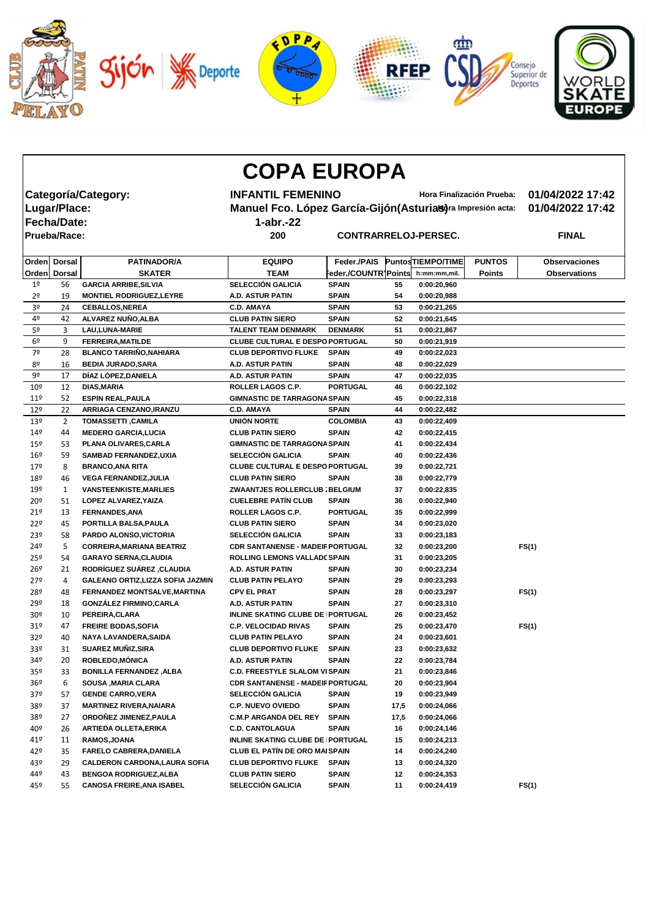# COPA EUROPA

| | | | |
|---|---|---|---|
| **Categoría/Category:** | **INFANTIL FEMENINO** | Hora Finalización Prueba: | **01/04/2022 17:42** |
| **Lugar/Place:** | **Manuel Fco. López García-Gijón(Asturias)** | Hora Impresión acta: | **01/04/2022 17:42** |
| **Fecha/Date:** | **1-abr.-22** | | |
| **Prueba/Race:** | **200** | **CONTRARRELOJ-PERSEC.** | **FINAL** |

| Orden | Dorsal | PATINADOR/A | EQUIPO | Feder./PAIS | Puntos | TIEMPO/TIME | PUNTOS | Observaciones |
|---|---|---|---|---|---|---|---|---|
| Orden | Dorsal | SKATER | TEAM | Feder./COUNTRY | Points | h:mm:mm,mil. | Points | Observations |
| 1º | 56 | GARCIA ARRIBE,SILVIA | SELECCIÓN GALICIA | SPAIN | 55 | 0:00:20,960 | | |
| 2º | 19 | MONTIEL RODRIGUEZ,LEYRE | A.D. ASTUR PATIN | SPAIN | 54 | 0:00:20,988 | | |
| 3º | 24 | CEBALLOS,NEREA | C.D. AMAYA | SPAIN | 53 | 0:00:21,265 | | |
| 4º | 42 | ALVAREZ NUÑO,ALBA | CLUB PATIN SIERO | SPAIN | 52 | 0:00:21,645 | | |
| 5º | 3 | LAU,LUNA-MARIE | TALENT TEAM DENMARK | DENMARK | 51 | 0:00:21,867 | | |
| 6º | 9 | FERREIRA,MATILDE | CLUBE CULTURAL E DESPO | PORTUGAL | 50 | 0:00:21,919 | | |
| 7º | 28 | BLANCO TARRIÑO,NAHIARA | CLUB DEPORTIVO FLUKE | SPAIN | 49 | 0:00:22,023 | | |
| 8º | 16 | BEDIA JURADO,SARA | A.D. ASTUR PATIN | SPAIN | 48 | 0:00:22,029 | | |
| 9º | 17 | DÍAZ LÓPEZ,DANIELA | A.D. ASTUR PATIN | SPAIN | 47 | 0:00:22,035 | | |
| 10º | 12 | DIAS,MARIA | ROLLER LAGOS C.P. | PORTUGAL | 46 | 0:00:22,102 | | |
| 11º | 52 | ESPIN REAL,PAULA | GIMNASTIC DE TARRAGONA | SPAIN | 45 | 0:00:22,318 | | |
| 12º | 22 | ARRIAGA CENZANO,IRANZU | C.D. AMAYA | SPAIN | 44 | 0:00:22,482 | | |
| 13º | 2 | TOMASSETTI ,CAMILA | UNIÓN NORTE | COLOMBIA | 43 | 0:00:22,409 | | |
| 14º | 44 | MEDERO GARCIA,LUCIA | CLUB PATIN SIERO | SPAIN | 42 | 0:00:22,415 | | |
| 15º | 53 | PLANA OLIVARES,CARLA | GIMNASTIC DE TARRAGONA | SPAIN | 41 | 0:00:22,434 | | |
| 16º | 59 | SAMBAD FERNANDEZ,UXIA | SELECCIÓN GALICIA | SPAIN | 40 | 0:00:22,436 | | |
| 17º | 8 | BRANCO,ANA RITA | CLUBE CULTURAL E DESPO | PORTUGAL | 39 | 0:00:22,721 | | |
| 18º | 46 | VEGA FERNANDEZ,JULIA | CLUB PATIN SIERO | SPAIN | 38 | 0:00:22,779 | | |
| 19º | 1 | VANSTEENKISTE,MARLIES | ZWAANTJES ROLLERCLUB | BELGIUM | 37 | 0:00:22,835 | | |
| 20º | 51 | LOPEZ ALVAREZ,YAIZA | CUELEBRE PATÍN CLUB | SPAIN | 36 | 0:00:22,940 | | |
| 21º | 13 | FERNANDES,ANA | ROLLER LAGOS C.P. | PORTUGAL | 35 | 0:00:22,999 | | |
| 22º | 45 | PORTILLA BALSA,PAULA | CLUB PATIN SIERO | SPAIN | 34 | 0:00:23,020 | | |
| 23º | 58 | PARDO ALONSO,VICTORIA | SELECCIÓN GALICIA | SPAIN | 33 | 0:00:23,183 | | |
| 24º | 5 | CORREIRA,MARIANA BEATRIZ | CDR SANTANENSE - MADEIR | PORTUGAL | 32 | 0:00:23,200 | | FS(1) |
| 25º | 54 | GARAYO SERNA,CLAUDIA | ROLLING LEMONS VALLADO | SPAIN | 31 | 0:00:23,205 | | |
| 26º | 21 | RODRÍGUEZ SUÁREZ ,CLAUDIA | A.D. ASTUR PATIN | SPAIN | 30 | 0:00:23,234 | | |
| 27º | 4 | GALEANO ORTIZ,LIZZA SOFIA JAZMIN | CLUB PATIN PELAYO | SPAIN | 29 | 0:00:23,293 | | |
| 28º | 48 | FERNANDEZ MONTSALVE,MARTINA | CPV EL PRAT | SPAIN | 28 | 0:00:23,297 | | FS(1) |
| 29º | 18 | GONZÁLEZ FIRMINO,CARLA | A.D. ASTUR PATIN | SPAIN | 27 | 0:00:23,310 | | |
| 30º | 10 | PEREIRA,CLARA | INLINE SKATING CLUBE DE | PORTUGAL | 26 | 0:00:23,452 | | |
| 31º | 47 | FREIRE BODAS,SOFIA | C.P. VELOCIDAD RIVAS | SPAIN | 25 | 0:00:23,470 | | FS(1) |
| 32º | 40 | NAYA LAVANDERA,SAIDA | CLUB PATIN PELAYO | SPAIN | 24 | 0:00:23,601 | | |
| 33º | 31 | SUAREZ MUÑIZ,SIRA | CLUB DEPORTIVO FLUKE | SPAIN | 23 | 0:00:23,632 | | |
| 34º | 20 | ROBLEDO,MÓNICA | A.D. ASTUR PATIN | SPAIN | 22 | 0:00:23,784 | | |
| 35º | 33 | BONILLA FERNANDEZ ,ALBA | C.D. FREESTYLE SLALOM VI | SPAIN | 21 | 0:00:23,846 | | |
| 36º | 6 | SOUSA ,MARIA CLARA | CDR SANTANENSE - MADEIR | PORTUGAL | 20 | 0:00:23,904 | | |
| 37º | 57 | GENDE CARRO,VERA | SELECCIÓN GALICIA | SPAIN | 19 | 0:00:23,949 | | |
| 38º | 37 | MARTINEZ RIVERA,NAIARA | C.P. NUEVO OVIEDO | SPAIN | 17,5 | 0:00:24,066 | | |
| 38º | 27 | ORDOÑEZ JIMENEZ,PAULA | C.M.P ARGANDA DEL REY | SPAIN | 17,5 | 0:00:24,066 | | |
| 40º | 26 | ARTIEDA OLLETA,ERIKA | C.D. CANTOLAGUA | SPAIN | 16 | 0:00:24,146 | | |
| 41º | 11 | RAMOS,JOANA | INLINE SKATING CLUBE DE | PORTUGAL | 15 | 0:00:24,213 | | |
| 42º | 35 | FARELO CABRERA,DANIELA | CLUB EL PATÍN DE ORO MA | SPAIN | 14 | 0:00:24,240 | | |
| 43º | 29 | CALDERON CARDONA,LAURA SOFIA | CLUB DEPORTIVO FLUKE | SPAIN | 13 | 0:00:24,320 | | |
| 44º | 43 | BENGOA RODRIGUEZ,ALBA | CLUB PATIN SIERO | SPAIN | 12 | 0:00:24,353 | | |
| 45º | 55 | CANOSA FREIRE,ANA ISABEL | SELECCIÓN GALICIA | SPAIN | 11 | 0:00:24,419 | | FS(1) |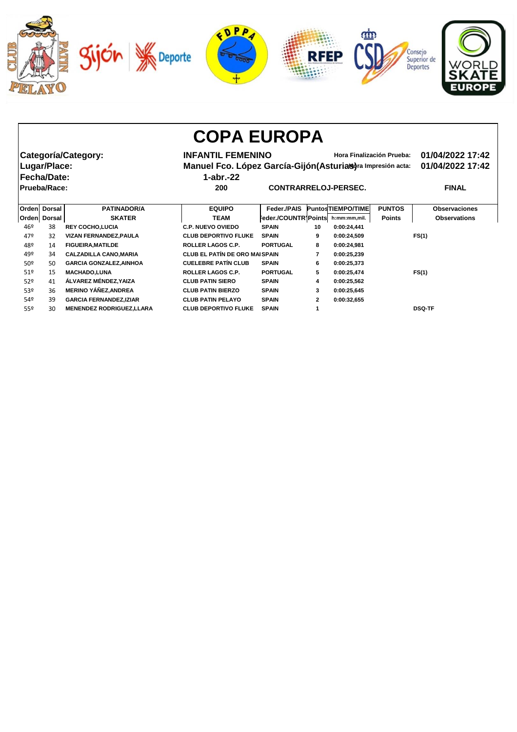# COPA EUROPA

| | | | |
|---|---|---|---|
| **Categoría/Category:** | **INFANTIL FEMENINO** | **Hora Finalización Prueba:** | **01/04/2022 17:42** |
| **Lugar/Place:** | **Manuel Fco. López García-Gijón(Asturias)** | **Hora Impresión acta:** | **01/04/2022 17:42** |
| **Fecha/Date:** | **1-abr.-22** | | |
| **Prueba/Race:** | **200** | **CONTRARRELOJ-PERSEC.** | **FINAL** |

| Orden | Dorsal | PATINADOR/A | EQUIPO | Feder./PAIS | Puntos | TIEMPO/TIME | PUNTOS | Observaciones |
|---|---|---|---|---|---|---|---|---|
| Orden | Dorsal | SKATER | TEAM | Feder./COUNTRY | Points | h:mm:mm,mil. | Points | Observations |
| 46º | 38 | REY COCHO,LUCIA | C.P. NUEVO OVIEDO | SPAIN | 10 | 0:00:24,441 | | |
| 47º | 32 | VIZAN FERNANDEZ,PAULA | CLUB DEPORTIVO FLUKE | SPAIN | 9 | 0:00:24,509 | | FS(1) |
| 48º | 14 | FIGUEIRA,MATILDE | ROLLER LAGOS C.P. | PORTUGAL | 8 | 0:00:24,981 | | |
| 49º | 34 | CALZADILLA CANO,MARIA | CLUB EL PATÍN DE ORO MAI | SPAIN | 7 | 0:00:25,239 | | |
| 50º | 50 | GARCIA GONZALEZ,AINHOA | CUELEBRE PATÍN CLUB | SPAIN | 6 | 0:00:25,373 | | |
| 51º | 15 | MACHADO,LUNA | ROLLER LAGOS C.P. | PORTUGAL | 5 | 0:00:25,474 | | FS(1) |
| 52º | 41 | ÁLVAREZ MÉNDEZ,YAIZA | CLUB PATIN SIERO | SPAIN | 4 | 0:00:25,562 | | |
| 53º | 36 | MERINO YÁÑEZ,ANDREA | CLUB PATIN BIERZO | SPAIN | 3 | 0:00:25,645 | | |
| 54º | 39 | GARCIA FERNANDEZ,IZIAR | CLUB PATIN PELAYO | SPAIN | 2 | 0:00:32,655 | | |
| 55º | 30 | MENENDEZ RODRIGUEZ,LLARA | CLUB DEPORTIVO FLUKE | SPAIN | 1 | | | DSQ-TF |